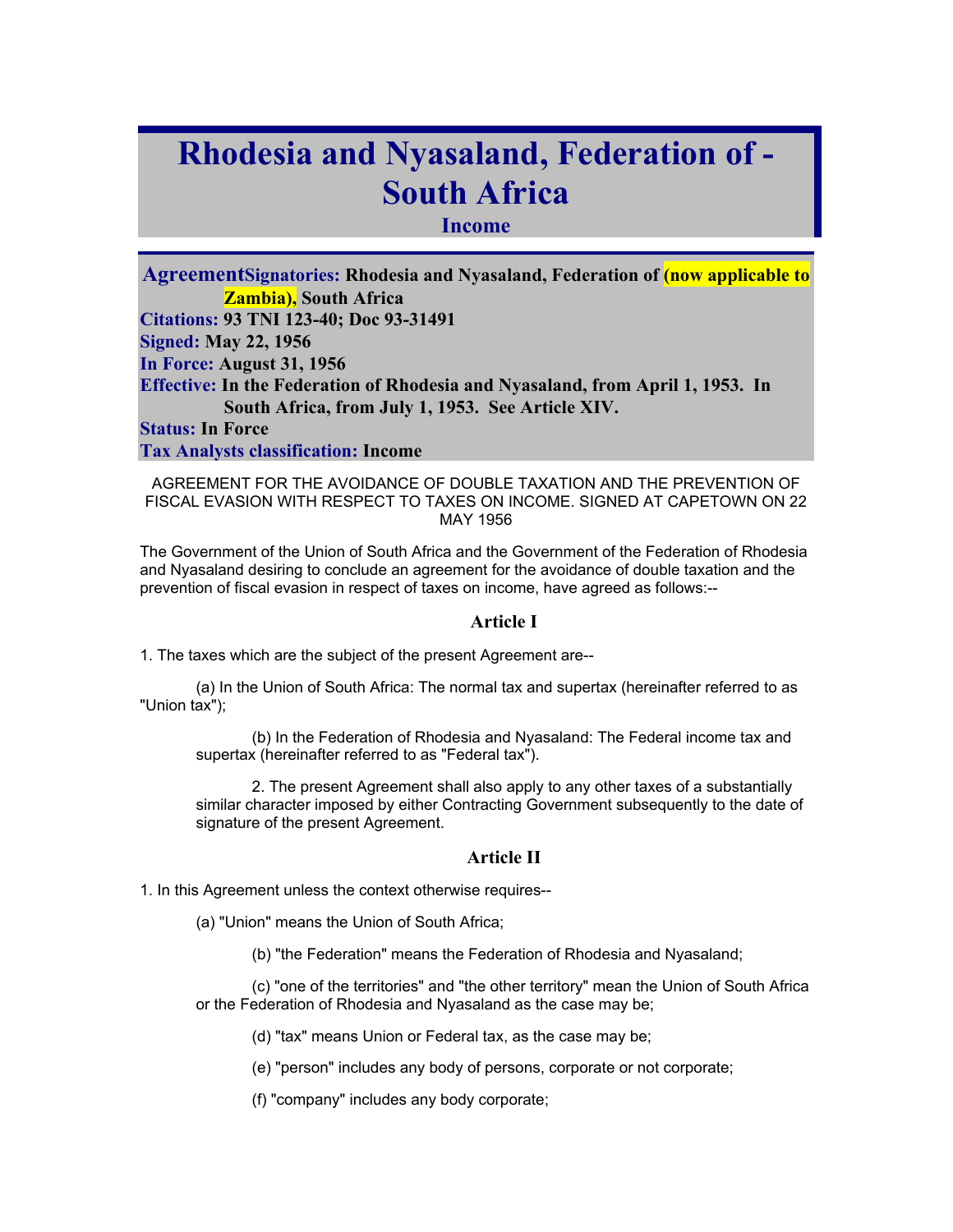# Rhodesia and Nyasaland, Federation of - South Africa

### Income

**Agreement Signatories:** **Rhodesia and Nyasaland, Federation of (now applicable to Zambia), South Africa**
**Citations:** **93 TNI 123-40; Doc 93-31491**
**Signed:** **May 22, 1956**
**In Force:** **August 31, 1956**
**Effective:** **In the Federation of Rhodesia and Nyasaland, from April 1, 1953. In South Africa, from July 1, 1953. See Article XIV.**
**Status:** **In Force**
**Tax Analysts classification:** **Income**

AGREEMENT FOR THE AVOIDANCE OF DOUBLE TAXATION AND THE PREVENTION OF FISCAL EVASION WITH RESPECT TO TAXES ON INCOME. SIGNED AT CAPETOWN ON 22 MAY 1956

The Government of the Union of South Africa and the Government of the Federation of Rhodesia and Nyasaland desiring to conclude an agreement for the avoidance of double taxation and the prevention of fiscal evasion in respect of taxes on income, have agreed as follows:--

## Article I

1. The taxes which are the subject of the present Agreement are--

(a) In the Union of South Africa: The normal tax and supertax (hereinafter referred to as "Union tax");

(b) In the Federation of Rhodesia and Nyasaland: The Federal income tax and supertax (hereinafter referred to as "Federal tax").

2. The present Agreement shall also apply to any other taxes of a substantially similar character imposed by either Contracting Government subsequently to the date of signature of the present Agreement.

## Article II

1. In this Agreement unless the context otherwise requires--

(a) "Union" means the Union of South Africa;

(b) "the Federation" means the Federation of Rhodesia and Nyasaland;

(c) "one of the territories" and "the other territory" mean the Union of South Africa or the Federation of Rhodesia and Nyasaland as the case may be;

(d) "tax" means Union or Federal tax, as the case may be;

(e) "person" includes any body of persons, corporate or not corporate;

(f) "company" includes any body corporate;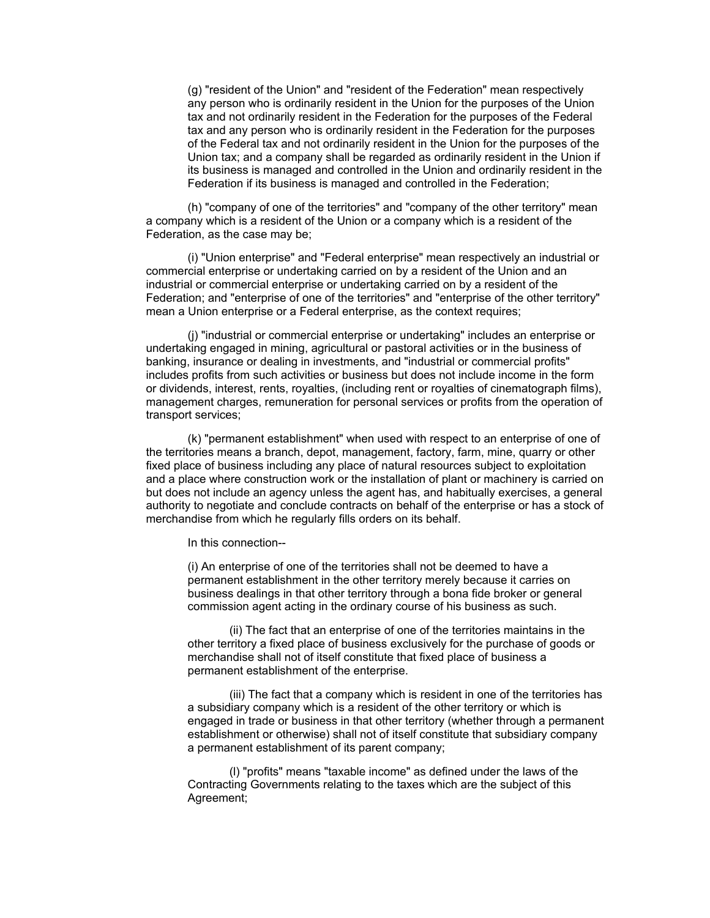(g) "resident of the Union" and "resident of the Federation" mean respectively any person who is ordinarily resident in the Union for the purposes of the Union tax and not ordinarily resident in the Federation for the purposes of the Federal tax and any person who is ordinarily resident in the Federation for the purposes of the Federal tax and not ordinarily resident in the Union for the purposes of the Union tax; and a company shall be regarded as ordinarily resident in the Union if its business is managed and controlled in the Union and ordinarily resident in the Federation if its business is managed and controlled in the Federation;

(h) "company of one of the territories" and "company of the other territory" mean a company which is a resident of the Union or a company which is a resident of the Federation, as the case may be;

(i) "Union enterprise" and "Federal enterprise" mean respectively an industrial or commercial enterprise or undertaking carried on by a resident of the Union and an industrial or commercial enterprise or undertaking carried on by a resident of the Federation; and "enterprise of one of the territories" and "enterprise of the other territory" mean a Union enterprise or a Federal enterprise, as the context requires;

(j) "industrial or commercial enterprise or undertaking" includes an enterprise or undertaking engaged in mining, agricultural or pastoral activities or in the business of banking, insurance or dealing in investments, and "industrial or commercial profits" includes profits from such activities or business but does not include income in the form or dividends, interest, rents, royalties, (including rent or royalties of cinematograph films), management charges, remuneration for personal services or profits from the operation of transport services;

(k) "permanent establishment" when used with respect to an enterprise of one of the territories means a branch, depot, management, factory, farm, mine, quarry or other fixed place of business including any place of natural resources subject to exploitation and a place where construction work or the installation of plant or machinery is carried on but does not include an agency unless the agent has, and habitually exercises, a general authority to negotiate and conclude contracts on behalf of the enterprise or has a stock of merchandise from which he regularly fills orders on its behalf.

In this connection--

(i) An enterprise of one of the territories shall not be deemed to have a permanent establishment in the other territory merely because it carries on business dealings in that other territory through a bona fide broker or general commission agent acting in the ordinary course of his business as such.

(ii) The fact that an enterprise of one of the territories maintains in the other territory a fixed place of business exclusively for the purchase of goods or merchandise shall not of itself constitute that fixed place of business a permanent establishment of the enterprise.

(iii) The fact that a company which is resident in one of the territories has a subsidiary company which is a resident of the other territory or which is engaged in trade or business in that other territory (whether through a permanent establishment or otherwise) shall not of itself constitute that subsidiary company a permanent establishment of its parent company;

(l) "profits" means "taxable income" as defined under the laws of the Contracting Governments relating to the taxes which are the subject of this Agreement;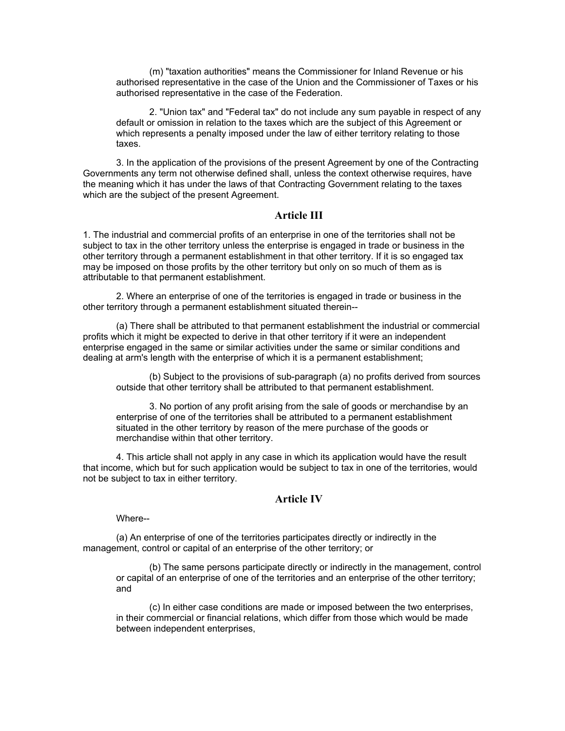(m) "taxation authorities" means the Commissioner for Inland Revenue or his authorised representative in the case of the Union and the Commissioner of Taxes or his authorised representative in the case of the Federation.

2. "Union tax" and "Federal tax" do not include any sum payable in respect of any default or omission in relation to the taxes which are the subject of this Agreement or which represents a penalty imposed under the law of either territory relating to those taxes.

3. In the application of the provisions of the present Agreement by one of the Contracting Governments any term not otherwise defined shall, unless the context otherwise requires, have the meaning which it has under the laws of that Contracting Government relating to the taxes which are the subject of the present Agreement.

### Article III

1. The industrial and commercial profits of an enterprise in one of the territories shall not be subject to tax in the other territory unless the enterprise is engaged in trade or business in the other territory through a permanent establishment in that other territory. If it is so engaged tax may be imposed on those profits by the other territory but only on so much of them as is attributable to that permanent establishment.

2. Where an enterprise of one of the territories is engaged in trade or business in the other territory through a permanent establishment situated therein--

(a) There shall be attributed to that permanent establishment the industrial or commercial profits which it might be expected to derive in that other territory if it were an independent enterprise engaged in the same or similar activities under the same or similar conditions and dealing at arm's length with the enterprise of which it is a permanent establishment;

(b) Subject to the provisions of sub-paragraph (a) no profits derived from sources outside that other territory shall be attributed to that permanent establishment.

3. No portion of any profit arising from the sale of goods or merchandise by an enterprise of one of the territories shall be attributed to a permanent establishment situated in the other territory by reason of the mere purchase of the goods or merchandise within that other territory.

4. This article shall not apply in any case in which its application would have the result that income, which but for such application would be subject to tax in one of the territories, would not be subject to tax in either territory.

### Article IV

Where--

(a) An enterprise of one of the territories participates directly or indirectly in the management, control or capital of an enterprise of the other territory; or

(b) The same persons participate directly or indirectly in the management, control or capital of an enterprise of one of the territories and an enterprise of the other territory; and

(c) In either case conditions are made or imposed between the two enterprises, in their commercial or financial relations, which differ from those which would be made between independent enterprises,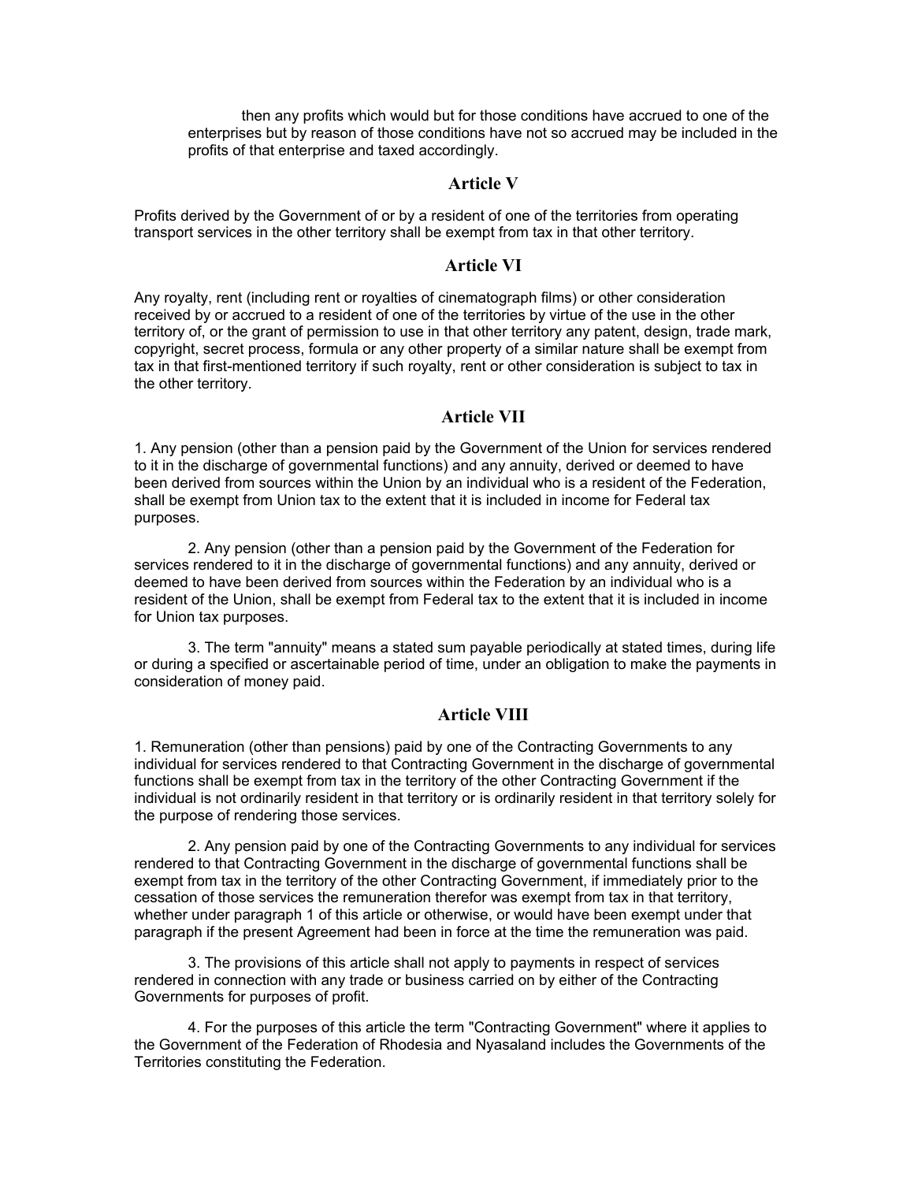then any profits which would but for those conditions have accrued to one of the enterprises but by reason of those conditions have not so accrued may be included in the profits of that enterprise and taxed accordingly.

## Article V

Profits derived by the Government of or by a resident of one of the territories from operating transport services in the other territory shall be exempt from tax in that other territory.

## Article VI

Any royalty, rent (including rent or royalties of cinematograph films) or other consideration received by or accrued to a resident of one of the territories by virtue of the use in the other territory of, or the grant of permission to use in that other territory any patent, design, trade mark, copyright, secret process, formula or any other property of a similar nature shall be exempt from tax in that first-mentioned territory if such royalty, rent or other consideration is subject to tax in the other territory.

## Article VII

1. Any pension (other than a pension paid by the Government of the Union for services rendered to it in the discharge of governmental functions) and any annuity, derived or deemed to have been derived from sources within the Union by an individual who is a resident of the Federation, shall be exempt from Union tax to the extent that it is included in income for Federal tax purposes.

2. Any pension (other than a pension paid by the Government of the Federation for services rendered to it in the discharge of governmental functions) and any annuity, derived or deemed to have been derived from sources within the Federation by an individual who is a resident of the Union, shall be exempt from Federal tax to the extent that it is included in income for Union tax purposes.

3. The term "annuity" means a stated sum payable periodically at stated times, during life or during a specified or ascertainable period of time, under an obligation to make the payments in consideration of money paid.

## Article VIII

1. Remuneration (other than pensions) paid by one of the Contracting Governments to any individual for services rendered to that Contracting Government in the discharge of governmental functions shall be exempt from tax in the territory of the other Contracting Government if the individual is not ordinarily resident in that territory or is ordinarily resident in that territory solely for the purpose of rendering those services.

2. Any pension paid by one of the Contracting Governments to any individual for services rendered to that Contracting Government in the discharge of governmental functions shall be exempt from tax in the territory of the other Contracting Government, if immediately prior to the cessation of those services the remuneration therefor was exempt from tax in that territory, whether under paragraph 1 of this article or otherwise, or would have been exempt under that paragraph if the present Agreement had been in force at the time the remuneration was paid.

3. The provisions of this article shall not apply to payments in respect of services rendered in connection with any trade or business carried on by either of the Contracting Governments for purposes of profit.

4. For the purposes of this article the term "Contracting Government" where it applies to the Government of the Federation of Rhodesia and Nyasaland includes the Governments of the Territories constituting the Federation.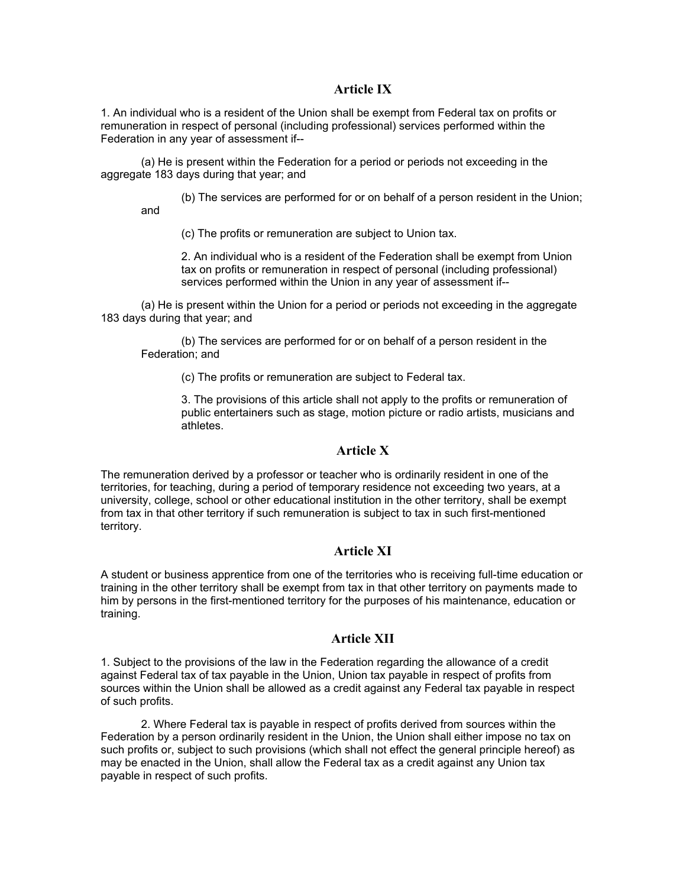## Article IX

1. An individual who is a resident of the Union shall be exempt from Federal tax on profits or remuneration in respect of personal (including professional) services performed within the Federation in any year of assessment if--

(a) He is present within the Federation for a period or periods not exceeding in the aggregate 183 days during that year; and

(b) The services are performed for or on behalf of a person resident in the Union; and

(c) The profits or remuneration are subject to Union tax.

2. An individual who is a resident of the Federation shall be exempt from Union tax on profits or remuneration in respect of personal (including professional) services performed within the Union in any year of assessment if--

(a) He is present within the Union for a period or periods not exceeding in the aggregate 183 days during that year; and

(b) The services are performed for or on behalf of a person resident in the Federation; and

(c) The profits or remuneration are subject to Federal tax.

3. The provisions of this article shall not apply to the profits or remuneration of public entertainers such as stage, motion picture or radio artists, musicians and athletes.

## Article X

The remuneration derived by a professor or teacher who is ordinarily resident in one of the territories, for teaching, during a period of temporary residence not exceeding two years, at a university, college, school or other educational institution in the other territory, shall be exempt from tax in that other territory if such remuneration is subject to tax in such first-mentioned territory.

## Article XI

A student or business apprentice from one of the territories who is receiving full-time education or training in the other territory shall be exempt from tax in that other territory on payments made to him by persons in the first-mentioned territory for the purposes of his maintenance, education or training.

## Article XII

1. Subject to the provisions of the law in the Federation regarding the allowance of a credit against Federal tax of tax payable in the Union, Union tax payable in respect of profits from sources within the Union shall be allowed as a credit against any Federal tax payable in respect of such profits.

2. Where Federal tax is payable in respect of profits derived from sources within the Federation by a person ordinarily resident in the Union, the Union shall either impose no tax on such profits or, subject to such provisions (which shall not effect the general principle hereof) as may be enacted in the Union, shall allow the Federal tax as a credit against any Union tax payable in respect of such profits.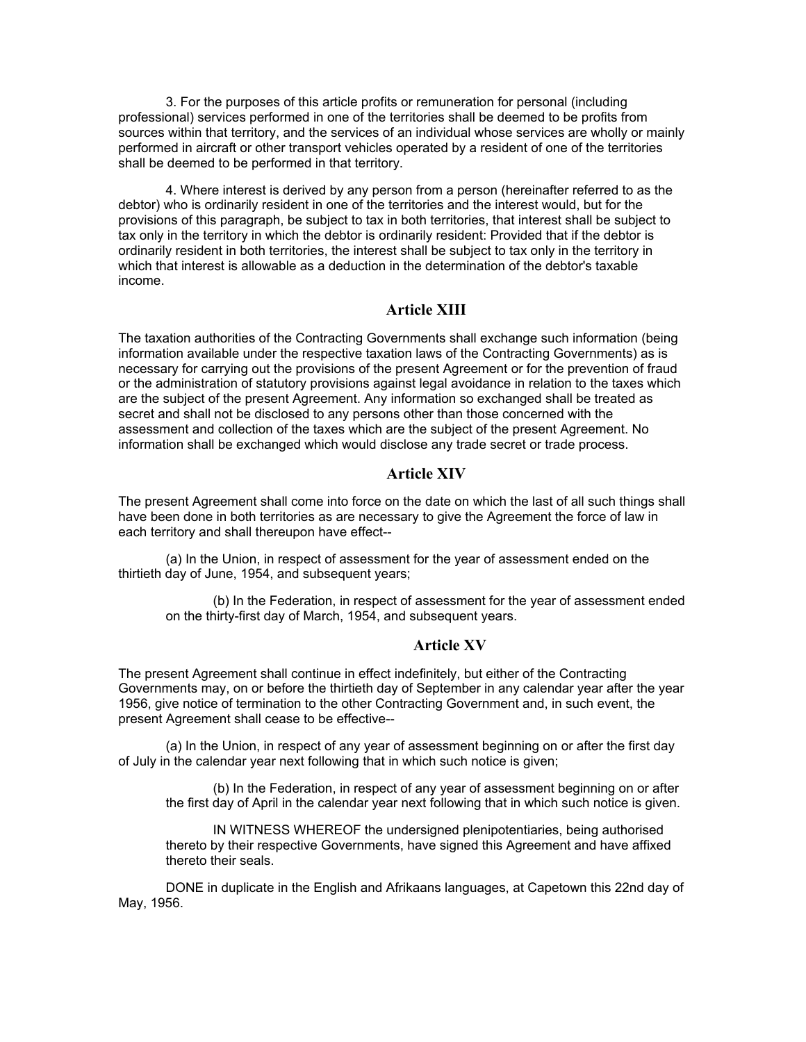3. For the purposes of this article profits or remuneration for personal (including professional) services performed in one of the territories shall be deemed to be profits from sources within that territory, and the services of an individual whose services are wholly or mainly performed in aircraft or other transport vehicles operated by a resident of one of the territories shall be deemed to be performed in that territory.

4. Where interest is derived by any person from a person (hereinafter referred to as the debtor) who is ordinarily resident in one of the territories and the interest would, but for the provisions of this paragraph, be subject to tax in both territories, that interest shall be subject to tax only in the territory in which the debtor is ordinarily resident: Provided that if the debtor is ordinarily resident in both territories, the interest shall be subject to tax only in the territory in which that interest is allowable as a deduction in the determination of the debtor's taxable income.

## Article XIII

The taxation authorities of the Contracting Governments shall exchange such information (being information available under the respective taxation laws of the Contracting Governments) as is necessary for carrying out the provisions of the present Agreement or for the prevention of fraud or the administration of statutory provisions against legal avoidance in relation to the taxes which are the subject of the present Agreement. Any information so exchanged shall be treated as secret and shall not be disclosed to any persons other than those concerned with the assessment and collection of the taxes which are the subject of the present Agreement. No information shall be exchanged which would disclose any trade secret or trade process.

## Article XIV

The present Agreement shall come into force on the date on which the last of all such things shall have been done in both territories as are necessary to give the Agreement the force of law in each territory and shall thereupon have effect--

(a) In the Union, in respect of assessment for the year of assessment ended on the thirtieth day of June, 1954, and subsequent years;

(b) In the Federation, in respect of assessment for the year of assessment ended on the thirty-first day of March, 1954, and subsequent years.

## Article XV

The present Agreement shall continue in effect indefinitely, but either of the Contracting Governments may, on or before the thirtieth day of September in any calendar year after the year 1956, give notice of termination to the other Contracting Government and, in such event, the present Agreement shall cease to be effective--

(a) In the Union, in respect of any year of assessment beginning on or after the first day of July in the calendar year next following that in which such notice is given;

(b) In the Federation, in respect of any year of assessment beginning on or after the first day of April in the calendar year next following that in which such notice is given.

IN WITNESS WHEREOF the undersigned plenipotentiaries, being authorised thereto by their respective Governments, have signed this Agreement and have affixed thereto their seals.

DONE in duplicate in the English and Afrikaans languages, at Capetown this 22nd day of May, 1956.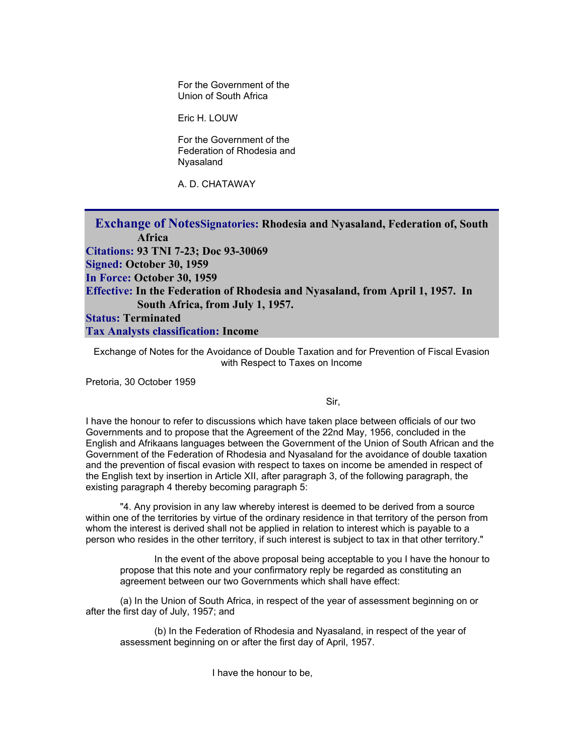For the Government of the Union of South Africa

Eric H. LOUW

For the Government of the Federation of Rhodesia and Nyasaland

A. D. CHATAWAY

---

**Exchange of Notes** **Signatories:** **Rhodesia and Nyasaland, Federation of, South Africa**
**Citations:** **93 TNI 7-23; Doc 93-30069**
**Signed:** **October 30, 1959**
**In Force:** **October 30, 1959**
**Effective:** **In the Federation of Rhodesia and Nyasaland, from April 1, 1957. In South Africa, from July 1, 1957.**
**Status:** **Terminated**
**Tax Analysts classification:** **Income**

Exchange of Notes for the Avoidance of Double Taxation and for Prevention of Fiscal Evasion with Respect to Taxes on Income

Pretoria, 30 October 1959

Sir,

I have the honour to refer to discussions which have taken place between officials of our two Governments and to propose that the Agreement of the 22nd May, 1956, concluded in the English and Afrikaans languages between the Government of the Union of South African and the Government of the Federation of Rhodesia and Nyasaland for the avoidance of double taxation and the prevention of fiscal evasion with respect to taxes on income be amended in respect of the English text by insertion in Article XII, after paragraph 3, of the following paragraph, the existing paragraph 4 thereby becoming paragraph 5:

"4. Any provision in any law whereby interest is deemed to be derived from a source within one of the territories by virtue of the ordinary residence in that territory of the person from whom the interest is derived shall not be applied in relation to interest which is payable to a person who resides in the other territory, if such interest is subject to tax in that other territory."

In the event of the above proposal being acceptable to you I have the honour to propose that this note and your confirmatory reply be regarded as constituting an agreement between our two Governments which shall have effect:

(a) In the Union of South Africa, in respect of the year of assessment beginning on or after the first day of July, 1957; and

(b) In the Federation of Rhodesia and Nyasaland, in respect of the year of assessment beginning on or after the first day of April, 1957.

I have the honour to be,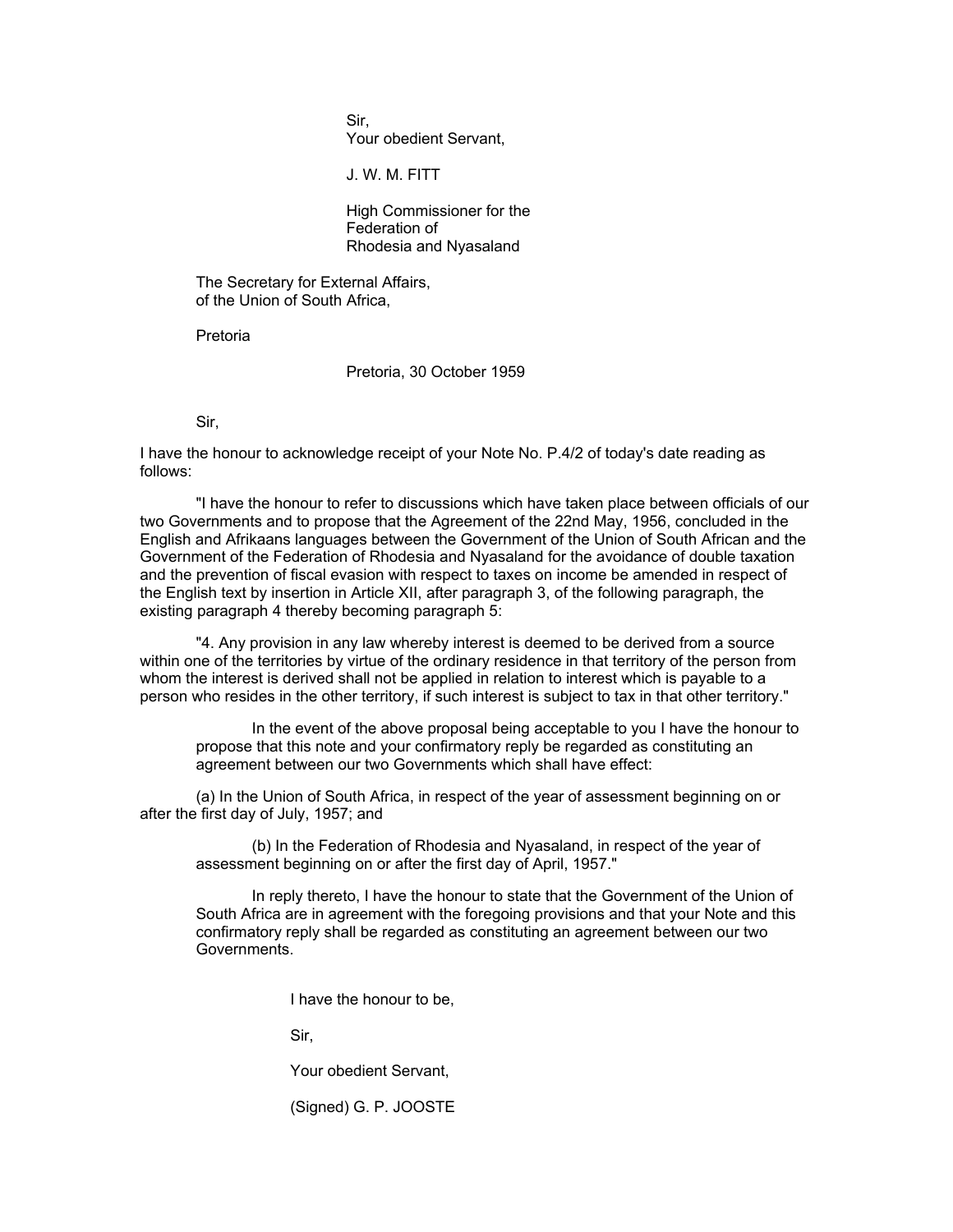Sir,
Your obedient Servant,

J. W. M. FITT

High Commissioner for the
Federation of
Rhodesia and Nyasaland

The Secretary for External Affairs,
of the Union of South Africa,

Pretoria

Pretoria, 30 October 1959

Sir,

I have the honour to acknowledge receipt of your Note No. P.4/2 of today's date reading as follows:

"I have the honour to refer to discussions which have taken place between officials of our two Governments and to propose that the Agreement of the 22nd May, 1956, concluded in the English and Afrikaans languages between the Government of the Union of South African and the Government of the Federation of Rhodesia and Nyasaland for the avoidance of double taxation and the prevention of fiscal evasion with respect to taxes on income be amended in respect of the English text by insertion in Article XII, after paragraph 3, of the following paragraph, the existing paragraph 4 thereby becoming paragraph 5:

"4. Any provision in any law whereby interest is deemed to be derived from a source within one of the territories by virtue of the ordinary residence in that territory of the person from whom the interest is derived shall not be applied in relation to interest which is payable to a person who resides in the other territory, if such interest is subject to tax in that other territory."

In the event of the above proposal being acceptable to you I have the honour to propose that this note and your confirmatory reply be regarded as constituting an agreement between our two Governments which shall have effect:

(a) In the Union of South Africa, in respect of the year of assessment beginning on or after the first day of July, 1957; and

(b) In the Federation of Rhodesia and Nyasaland, in respect of the year of assessment beginning on or after the first day of April, 1957."

In reply thereto, I have the honour to state that the Government of the Union of South Africa are in agreement with the foregoing provisions and that your Note and this confirmatory reply shall be regarded as constituting an agreement between our two Governments.

I have the honour to be,

Sir,

Your obedient Servant,

(Signed) G. P. JOOSTE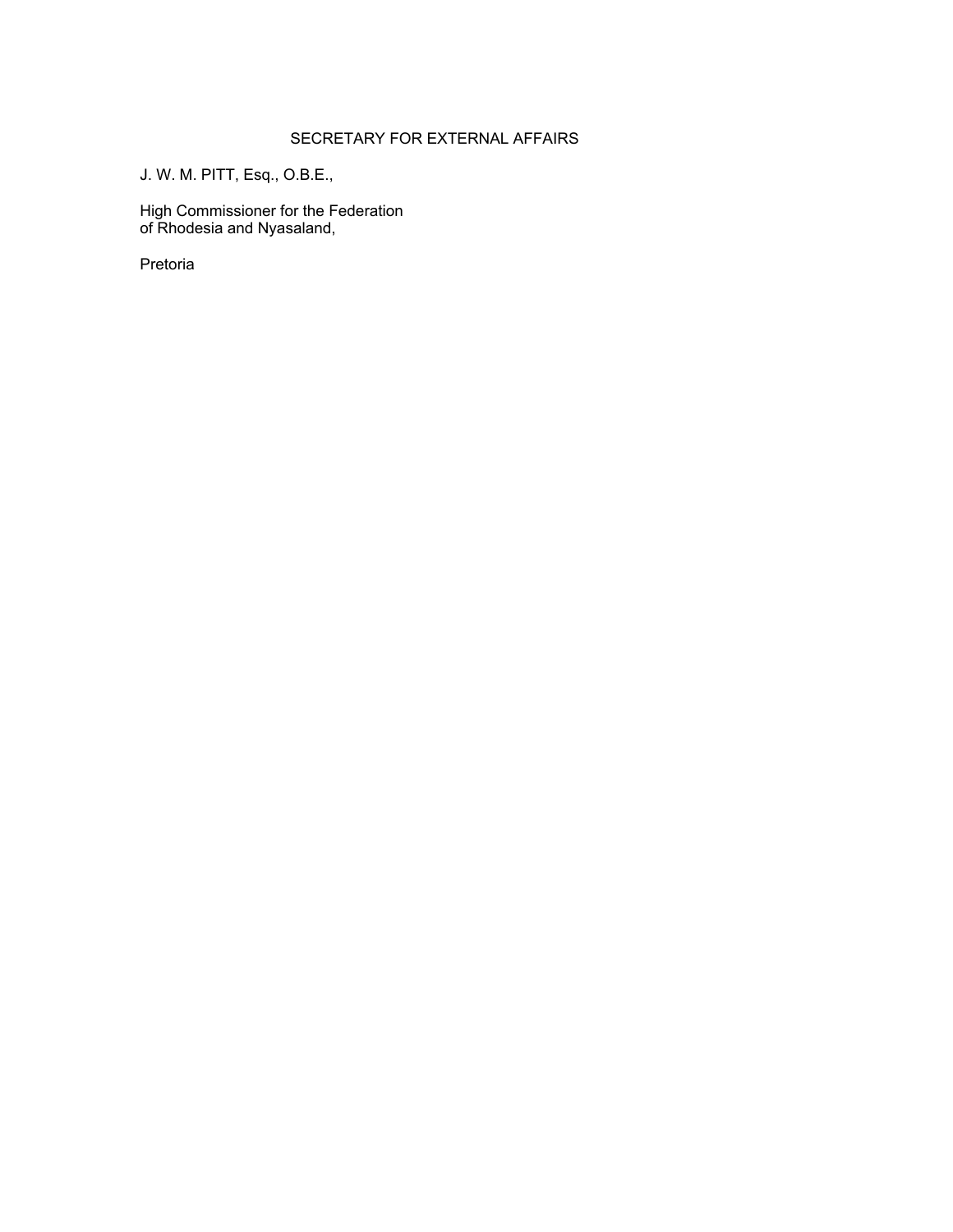SECRETARY FOR EXTERNAL AFFAIRS

J. W. M. PITT, Esq., O.B.E.,

High Commissioner for the Federation
of Rhodesia and Nyasaland,

Pretoria